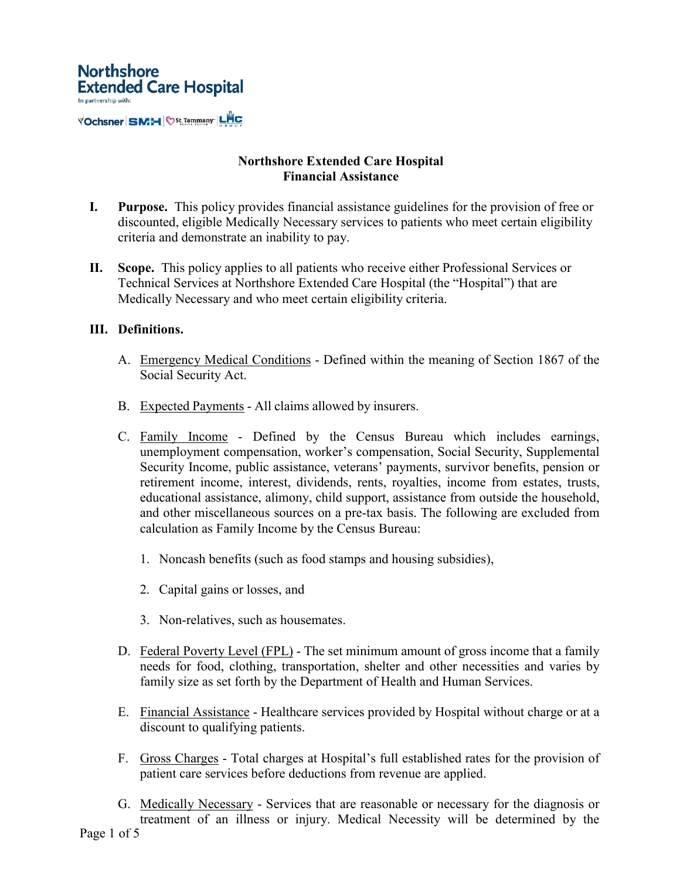**Northshore Extended Care Hospital**
**Financial Assistance**

**I. Purpose.** This policy provides financial assistance guidelines for the provision of free or discounted, eligible Medically Necessary services to patients who meet certain eligibility criteria and demonstrate an inability to pay.

**II. Scope.** This policy applies to all patients who receive either Professional Services or Technical Services at Northshore Extended Care Hospital (the "Hospital") that are Medically Necessary and who meet certain eligibility criteria.

**III. Definitions.**

A. Emergency Medical Conditions - Defined within the meaning of Section 1867 of the Social Security Act.

B. Expected Payments - All claims allowed by insurers.

C. Family Income - Defined by the Census Bureau which includes earnings, unemployment compensation, worker's compensation, Social Security, Supplemental Security Income, public assistance, veterans' payments, survivor benefits, pension or retirement income, interest, dividends, rents, royalties, income from estates, trusts, educational assistance, alimony, child support, assistance from outside the household, and other miscellaneous sources on a pre-tax basis. The following are excluded from calculation as Family Income by the Census Bureau:

1. Noncash benefits (such as food stamps and housing subsidies),

2. Capital gains or losses, and

3. Non-relatives, such as housemates.

D. Federal Poverty Level (FPL) - The set minimum amount of gross income that a family needs for food, clothing, transportation, shelter and other necessities and varies by family size as set forth by the Department of Health and Human Services.

E. Financial Assistance - Healthcare services provided by Hospital without charge or at a discount to qualifying patients.

F. Gross Charges - Total charges at Hospital's full established rates for the provision of patient care services before deductions from revenue are applied.

G. Medically Necessary - Services that are reasonable or necessary for the diagnosis or treatment of an illness or injury. Medical Necessity will be determined by the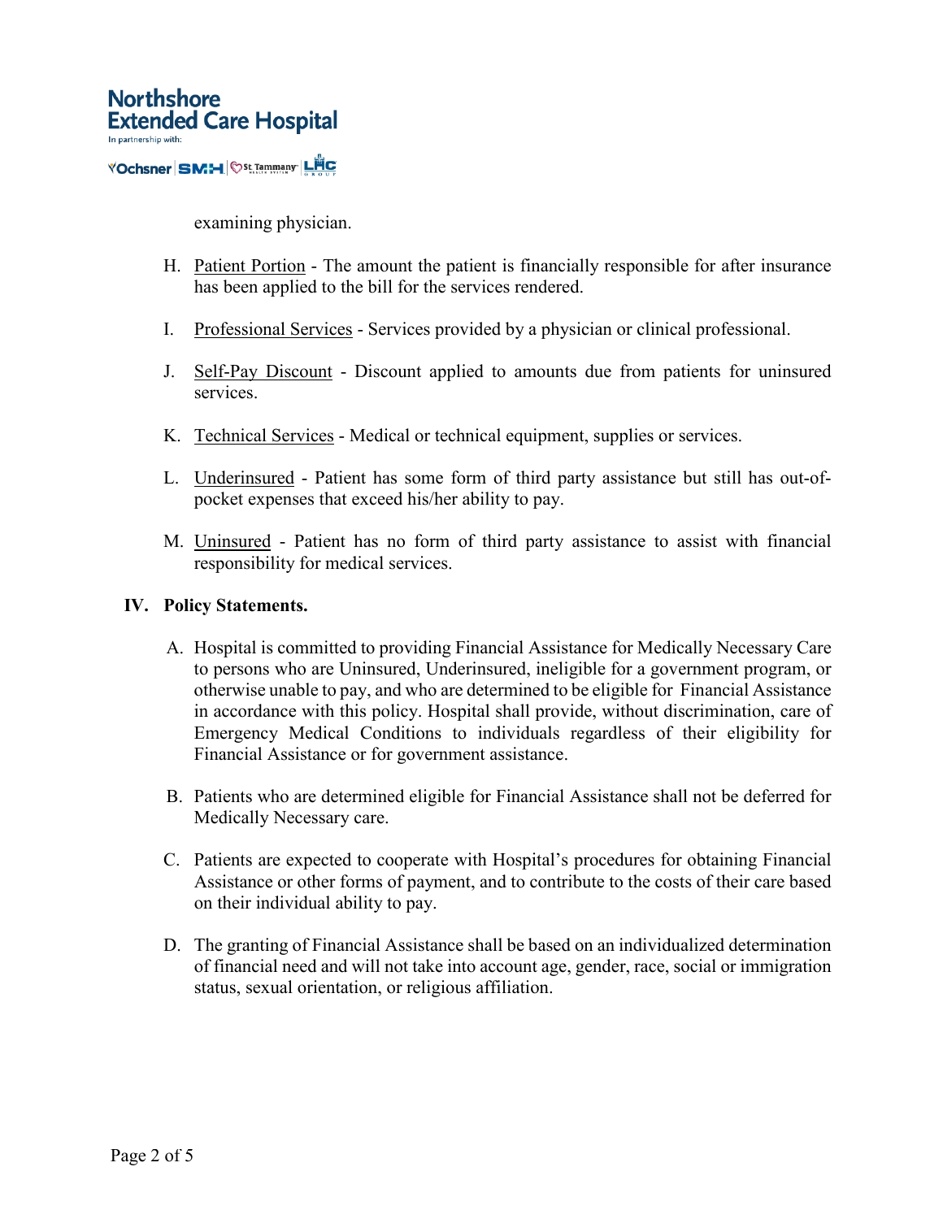examining physician.

H. Patient Portion - The amount the patient is financially responsible for after insurance has been applied to the bill for the services rendered.

I. Professional Services - Services provided by a physician or clinical professional.

J. Self-Pay Discount - Discount applied to amounts due from patients for uninsured services.

K. Technical Services - Medical or technical equipment, supplies or services.

L. Underinsured - Patient has some form of third party assistance but still has out-of-pocket expenses that exceed his/her ability to pay.

M. Uninsured - Patient has no form of third party assistance to assist with financial responsibility for medical services.

## IV. Policy Statements.

A. Hospital is committed to providing Financial Assistance for Medically Necessary Care to persons who are Uninsured, Underinsured, ineligible for a government program, or otherwise unable to pay, and who are determined to be eligible for Financial Assistance in accordance with this policy. Hospital shall provide, without discrimination, care of Emergency Medical Conditions to individuals regardless of their eligibility for Financial Assistance or for government assistance.

B. Patients who are determined eligible for Financial Assistance shall not be deferred for Medically Necessary care.

C. Patients are expected to cooperate with Hospital's procedures for obtaining Financial Assistance or other forms of payment, and to contribute to the costs of their care based on their individual ability to pay.

D. The granting of Financial Assistance shall be based on an individualized determination of financial need and will not take into account age, gender, race, social or immigration status, sexual orientation, or religious affiliation.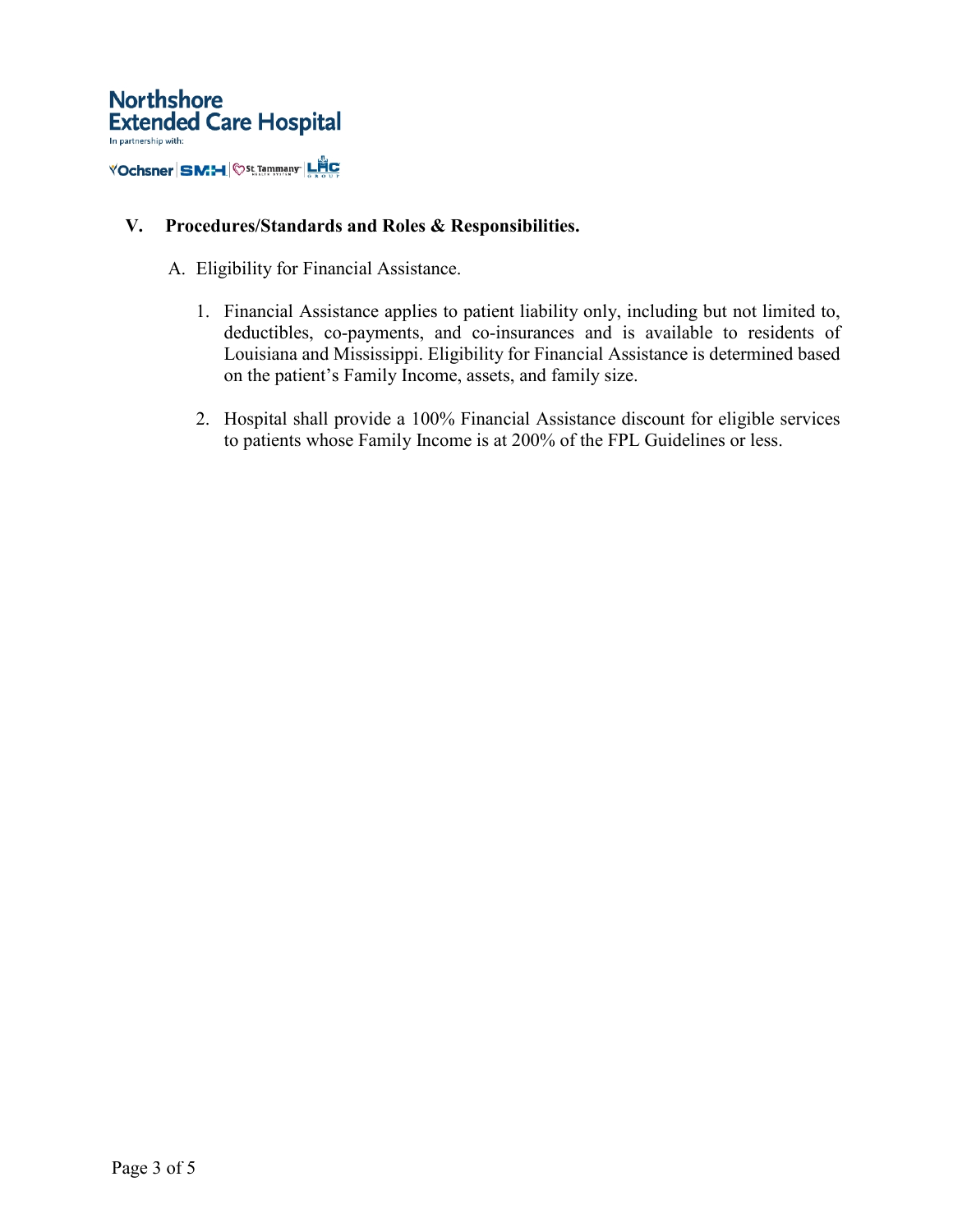## V. Procedures/Standards and Roles & Responsibilities.

A. Eligibility for Financial Assistance.

1. Financial Assistance applies to patient liability only, including but not limited to, deductibles, co-payments, and co-insurances and is available to residents of Louisiana and Mississippi. Eligibility for Financial Assistance is determined based on the patient's Family Income, assets, and family size.

2. Hospital shall provide a 100% Financial Assistance discount for eligible services to patients whose Family Income is at 200% of the FPL Guidelines or less.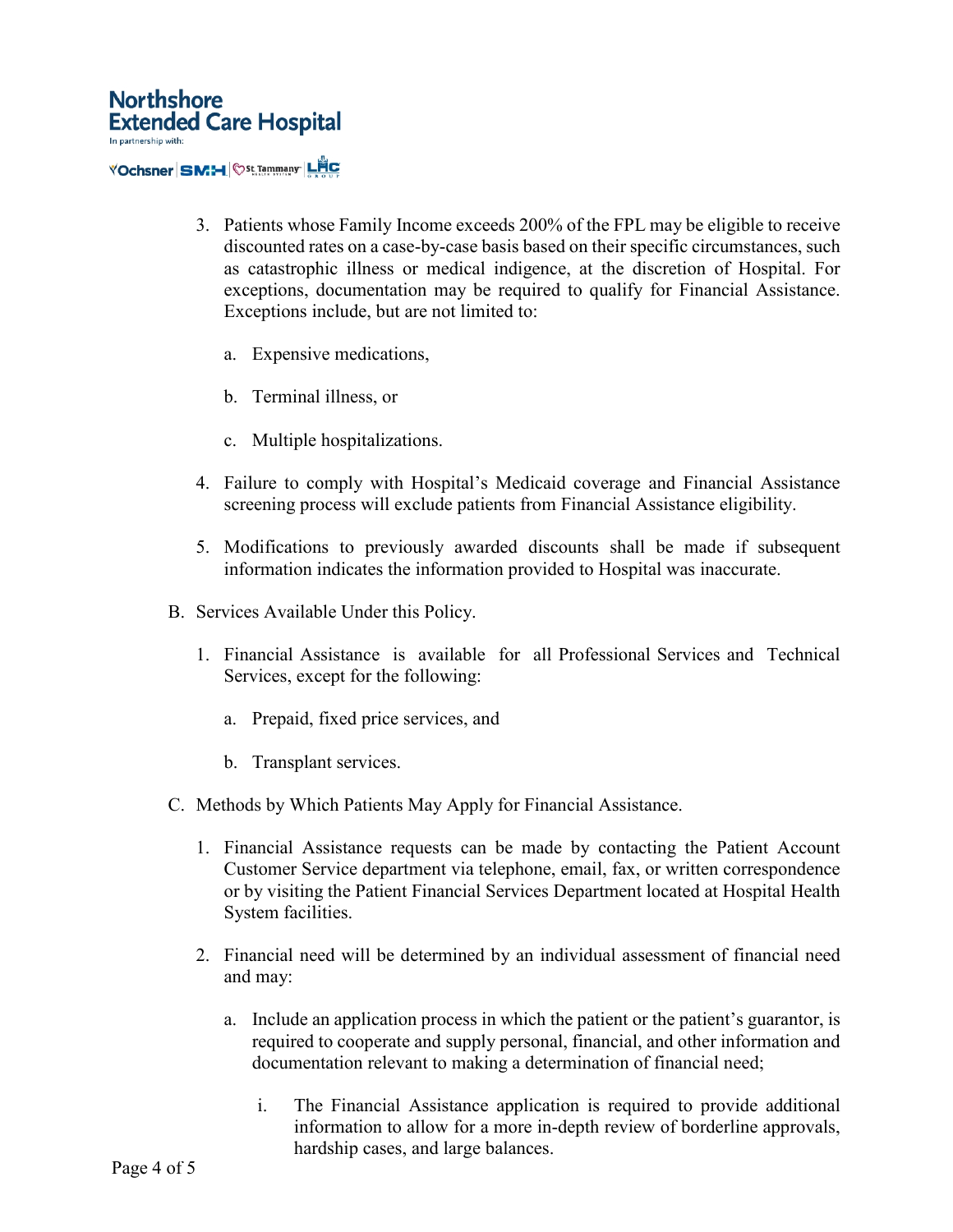3. Patients whose Family Income exceeds 200% of the FPL may be eligible to receive discounted rates on a case-by-case basis based on their specific circumstances, such as catastrophic illness or medical indigence, at the discretion of Hospital. For exceptions, documentation may be required to qualify for Financial Assistance. Exceptions include, but are not limited to:

    a. Expensive medications,

    b. Terminal illness, or

    c. Multiple hospitalizations.

4. Failure to comply with Hospital's Medicaid coverage and Financial Assistance screening process will exclude patients from Financial Assistance eligibility.

5. Modifications to previously awarded discounts shall be made if subsequent information indicates the information provided to Hospital was inaccurate.

B. Services Available Under this Policy.

1. Financial Assistance is available for all Professional Services and Technical Services, except for the following:

    a. Prepaid, fixed price services, and

    b. Transplant services.

C. Methods by Which Patients May Apply for Financial Assistance.

1. Financial Assistance requests can be made by contacting the Patient Account Customer Service department via telephone, email, fax, or written correspondence or by visiting the Patient Financial Services Department located at Hospital Health System facilities.

2. Financial need will be determined by an individual assessment of financial need and may:

    a. Include an application process in which the patient or the patient's guarantor, is required to cooperate and supply personal, financial, and other information and documentation relevant to making a determination of financial need;

        i. The Financial Assistance application is required to provide additional information to allow for a more in-depth review of borderline approvals, hardship cases, and large balances.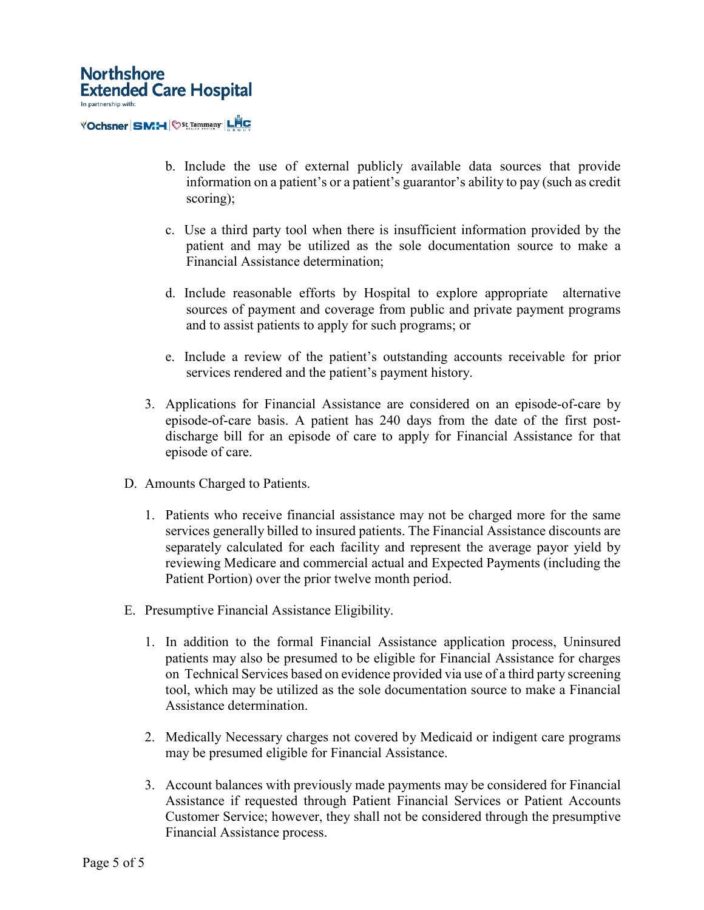b. Include the use of external publicly available data sources that provide information on a patient's or a patient's guarantor's ability to pay (such as credit scoring);

c. Use a third party tool when there is insufficient information provided by the patient and may be utilized as the sole documentation source to make a Financial Assistance determination;

d. Include reasonable efforts by Hospital to explore appropriate alternative sources of payment and coverage from public and private payment programs and to assist patients to apply for such programs; or

e. Include a review of the patient's outstanding accounts receivable for prior services rendered and the patient's payment history.

3. Applications for Financial Assistance are considered on an episode-of-care by episode-of-care basis. A patient has 240 days from the date of the first post-discharge bill for an episode of care to apply for Financial Assistance for that episode of care.

D. Amounts Charged to Patients.

1. Patients who receive financial assistance may not be charged more for the same services generally billed to insured patients. The Financial Assistance discounts are separately calculated for each facility and represent the average payor yield by reviewing Medicare and commercial actual and Expected Payments (including the Patient Portion) over the prior twelve month period.

E. Presumptive Financial Assistance Eligibility.

1. In addition to the formal Financial Assistance application process, Uninsured patients may also be presumed to be eligible for Financial Assistance for charges on Technical Services based on evidence provided via use of a third party screening tool, which may be utilized as the sole documentation source to make a Financial Assistance determination.

2. Medically Necessary charges not covered by Medicaid or indigent care programs may be presumed eligible for Financial Assistance.

3. Account balances with previously made payments may be considered for Financial Assistance if requested through Patient Financial Services or Patient Accounts Customer Service; however, they shall not be considered through the presumptive Financial Assistance process.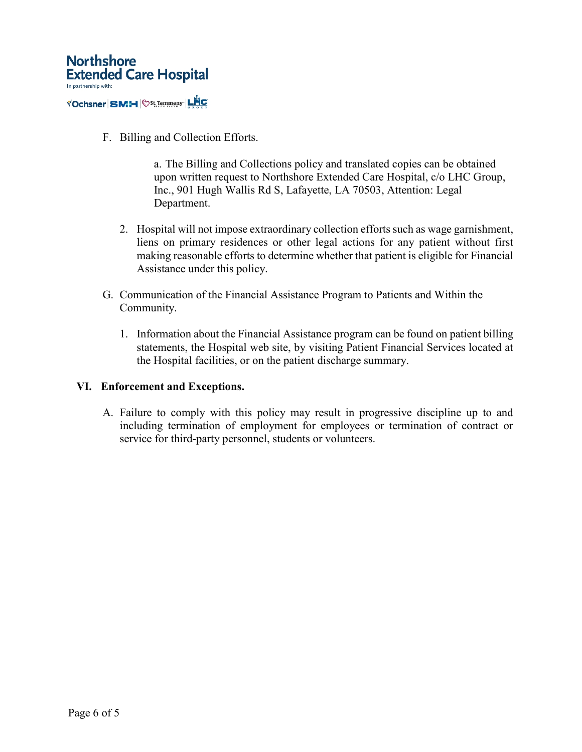F. Billing and Collection Efforts.

   a. The Billing and Collections policy and translated copies can be obtained upon written request to Northshore Extended Care Hospital, c/o LHC Group, Inc., 901 Hugh Wallis Rd S, Lafayette, LA 70503, Attention: Legal Department.

   2. Hospital will not impose extraordinary collection efforts such as wage garnishment, liens on primary residences or other legal actions for any patient without first making reasonable efforts to determine whether that patient is eligible for Financial Assistance under this policy.

G. Communication of the Financial Assistance Program to Patients and Within the Community.

   1. Information about the Financial Assistance program can be found on patient billing statements, the Hospital web site, by visiting Patient Financial Services located at the Hospital facilities, or on the patient discharge summary.

## VI. Enforcement and Exceptions.

A. Failure to comply with this policy may result in progressive discipline up to and including termination of employment for employees or termination of contract or service for third-party personnel, students or volunteers.